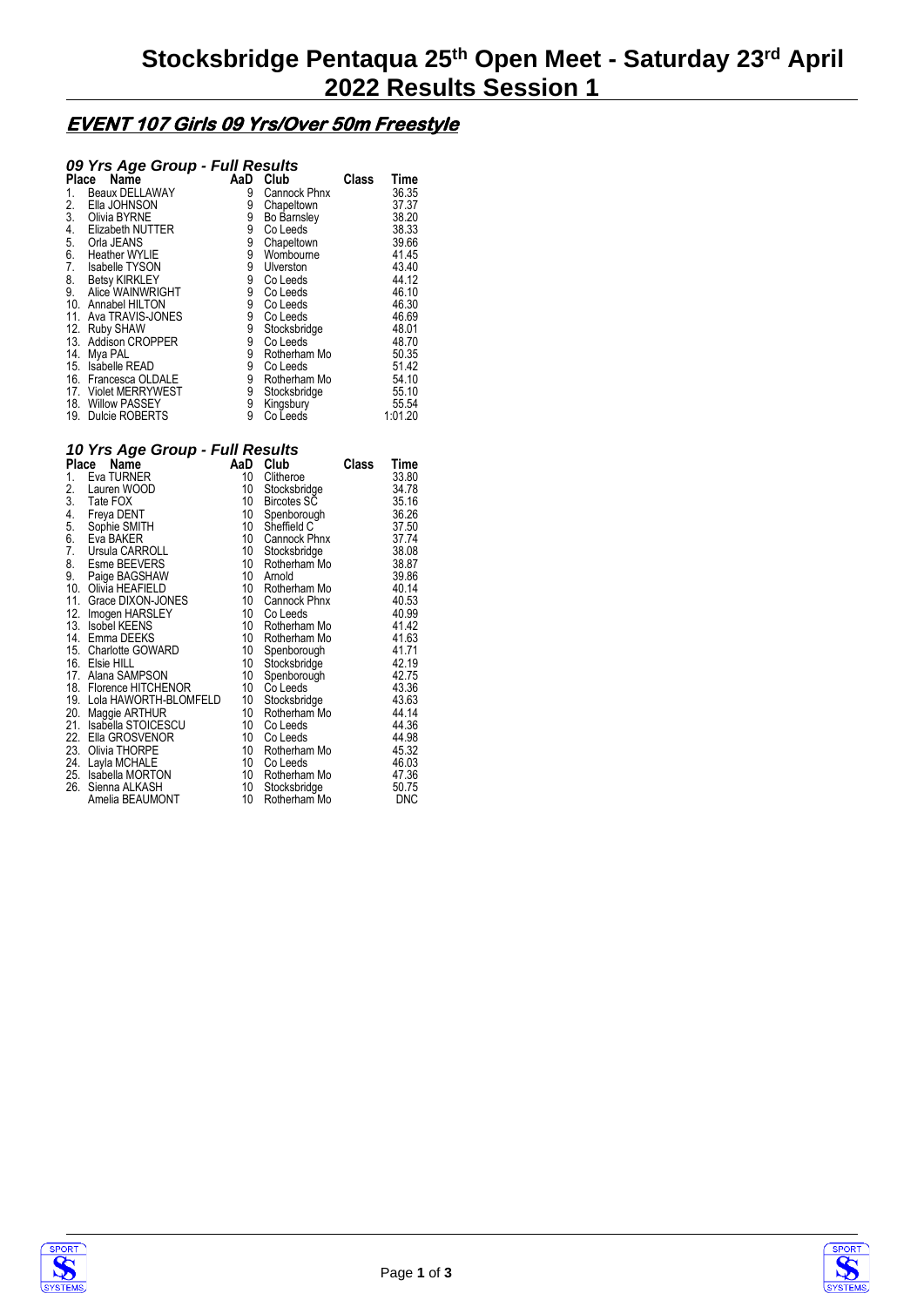# Stocksbridge Pentaqua 25th Open Meet - Saturday 23rd April 2022 Results Session 1

## EVENT 107 Girls 09 Yrs/Over 50m Freestyle

### 09 Yrs Age Group - Full Results

| Place | Name | AaD | Club | Class | Time |
|---|---|---|---|---|---|
| 1. | Beaux DELLAWAY | 9 | Cannock Phnx | | 36.35 |
| 2. | Ella JOHNSON | 9 | Chapeltown | | 37.37 |
| 3. | Olivia BYRNE | 9 | Bo Barnsley | | 38.20 |
| 4. | Elizabeth NUTTER | 9 | Co Leeds | | 38.33 |
| 5. | Orla JEANS | 9 | Chapeltown | | 39.66 |
| 6. | Heather WYLIE | 9 | Wombourne | | 41.45 |
| 7. | Isabelle TYSON | 9 | Ulverston | | 43.40 |
| 8. | Betsy KIRKLEY | 9 | Co Leeds | | 44.12 |
| 9. | Alice WAINWRIGHT | 9 | Co Leeds | | 46.10 |
| 10. | Annabel HILTON | 9 | Co Leeds | | 46.30 |
| 11. | Ava TRAVIS-JONES | 9 | Co Leeds | | 46.69 |
| 12. | Ruby SHAW | 9 | Stocksbridge | | 48.01 |
| 13. | Addison CROPPER | 9 | Co Leeds | | 48.70 |
| 14. | Mya PAL | 9 | Rotherham Mo | | 50.35 |
| 15. | Isabelle READ | 9 | Co Leeds | | 51.42 |
| 16. | Francesca OLDALE | 9 | Rotherham Mo | | 54.10 |
| 17. | Violet MERRYWEST | 9 | Stocksbridge | | 55.10 |
| 18. | Willow PASSEY | 9 | Kingsbury | | 55.54 |
| 19. | Dulcie ROBERTS | 9 | Co Leeds | | 1:01.20 |

### 10 Yrs Age Group - Full Results

| Place | Name | AaD | Club | Class | Time |
|---|---|---|---|---|---|
| 1. | Eva TURNER | 10 | Clitheroe | | 33.80 |
| 2. | Lauren WOOD | 10 | Stocksbridge | | 34.78 |
| 3. | Tate FOX | 10 | Bircotes SC | | 35.16 |
| 4. | Freya DENT | 10 | Spenborough | | 36.26 |
| 5. | Sophie SMITH | 10 | Sheffield C | | 37.50 |
| 6. | Eva BAKER | 10 | Cannock Phnx | | 37.74 |
| 7. | Ursula CARROLL | 10 | Stocksbridge | | 38.08 |
| 8. | Esme BEEVERS | 10 | Rotherham Mo | | 38.87 |
| 9. | Paige BAGSHAW | 10 | Arnold | | 39.86 |
| 10. | Olivia HEAFIELD | 10 | Rotherham Mo | | 40.14 |
| 11. | Grace DIXON-JONES | 10 | Cannock Phnx | | 40.53 |
| 12. | Imogen HARSLEY | 10 | Co Leeds | | 40.99 |
| 13. | Isobel KEENS | 10 | Rotherham Mo | | 41.42 |
| 14. | Emma DEEKS | 10 | Rotherham Mo | | 41.63 |
| 15. | Charlotte GOWARD | 10 | Spenborough | | 41.71 |
| 16. | Elsie HILL | 10 | Stocksbridge | | 42.19 |
| 17. | Alana SAMPSON | 10 | Spenborough | | 42.75 |
| 18. | Florence HITCHENOR | 10 | Co Leeds | | 43.36 |
| 19. | Lola HAWORTH-BLOMFELD | 10 | Stocksbridge | | 43.63 |
| 20. | Maggie ARTHUR | 10 | Rotherham Mo | | 44.14 |
| 21. | Isabella STOICESCU | 10 | Co Leeds | | 44.36 |
| 22. | Ella GROSVENOR | 10 | Co Leeds | | 44.98 |
| 23. | Olivia THORPE | 10 | Rotherham Mo | | 45.32 |
| 24. | Layla MCHALE | 10 | Co Leeds | | 46.03 |
| 25. | Isabella MORTON | 10 | Rotherham Mo | | 47.36 |
| 26. | Sienna ALKASH | 10 | Stocksbridge | | 50.75 |
| | Amelia BEAUMONT | 10 | Rotherham Mo | | DNC |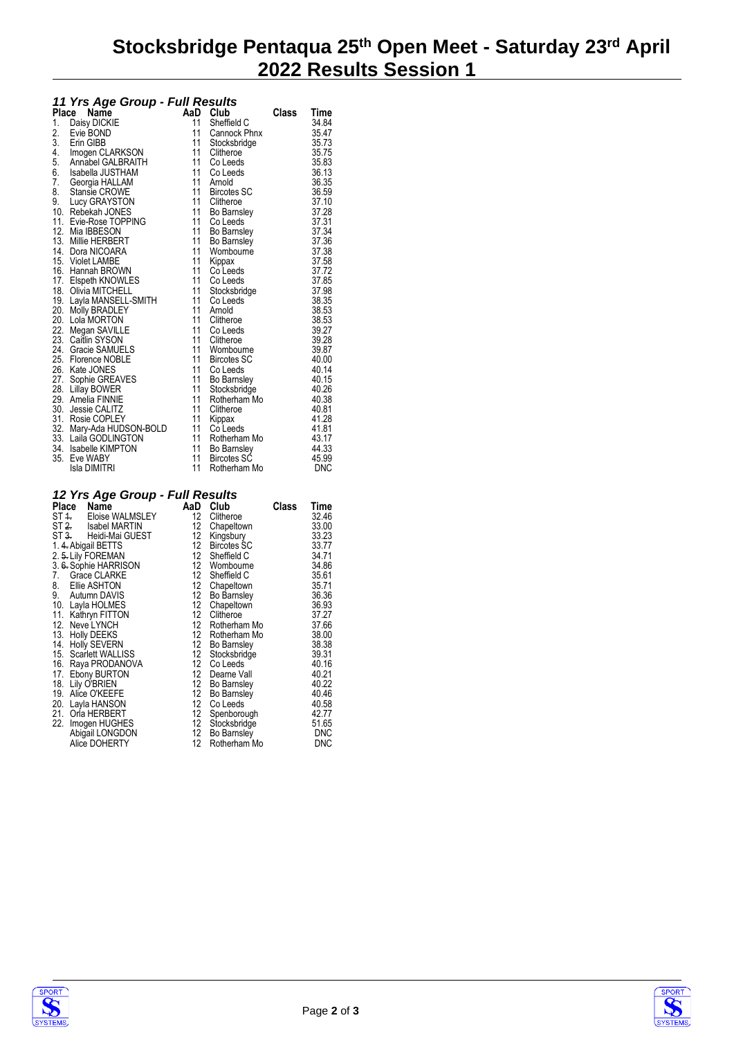# Stocksbridge Pentaqua 25th Open Meet - Saturday 23rd April 2022 Results Session 1

### *11 Yrs Age Group - Full Results*

| Place | Name | AaD | Club | Class | Time |
|---|---|---|---|---|---|
| 1. | Daisy DICKIE | 11 | Sheffield C | | 34.84 |
| 2. | Evie BOND | 11 | Cannock Phnx | | 35.47 |
| 3. | Erin GIBB | 11 | Stocksbridge | | 35.73 |
| 4. | Imogen CLARKSON | 11 | Clitheroe | | 35.75 |
| 5. | Annabel GALBRAITH | 11 | Co Leeds | | 35.83 |
| 6. | Isabella JUSTHAM | 11 | Co Leeds | | 36.13 |
| 7. | Georgia HALLAM | 11 | Arnold | | 36.35 |
| 8. | Stansie CROWE | 11 | Bircotes SC | | 36.59 |
| 9. | Lucy GRAYSTON | 11 | Clitheroe | | 37.10 |
| 10. | Rebekah JONES | 11 | Bo Barnsley | | 37.28 |
| 11. | Evie-Rose TOPPING | 11 | Co Leeds | | 37.31 |
| 12. | Mia IBBESON | 11 | Bo Barnsley | | 37.34 |
| 13. | Millie HERBERT | 11 | Bo Barnsley | | 37.36 |
| 14. | Dora NICOARA | 11 | Wombourne | | 37.38 |
| 15. | Violet LAMBE | 11 | Kippax | | 37.58 |
| 16. | Hannah BROWN | 11 | Co Leeds | | 37.72 |
| 17. | Elspeth KNOWLES | 11 | Co Leeds | | 37.85 |
| 18. | Olivia MITCHELL | 11 | Stocksbridge | | 37.98 |
| 19. | Layla MANSELL-SMITH | 11 | Co Leeds | | 38.35 |
| 20. | Molly BRADLEY | 11 | Arnold | | 38.53 |
| 20. | Lola MORTON | 11 | Clitheroe | | 38.53 |
| 22. | Megan SAVILLE | 11 | Co Leeds | | 39.27 |
| 23. | Caitlin SYSON | 11 | Clitheroe | | 39.28 |
| 24. | Gracie SAMUELS | 11 | Wombourne | | 39.87 |
| 25. | Florence NOBLE | 11 | Bircotes SC | | 40.00 |
| 26. | Kate JONES | 11 | Co Leeds | | 40.14 |
| 27. | Sophie GREAVES | 11 | Bo Barnsley | | 40.15 |
| 28. | Lillay BOWER | 11 | Stocksbridge | | 40.26 |
| 29. | Amelia FINNIE | 11 | Rotherham Mo | | 40.38 |
| 30. | Jessie CALITZ | 11 | Clitheroe | | 40.81 |
| 31. | Rosie COPLEY | 11 | Kippax | | 41.28 |
| 32. | Mary-Ada HUDSON-BOLD | 11 | Co Leeds | | 41.81 |
| 33. | Laila GODLINGTON | 11 | Rotherham Mo | | 43.17 |
| 34. | Isabelle KIMPTON | 11 | Bo Barnsley | | 44.33 |
| 35. | Eve WABY | 11 | Bircotes SC | | 45.99 |
| | Isla DIMITRI | 11 | Rotherham Mo | | DNC |

### *12 Yrs Age Group - Full Results*

| Place | Name | AaD | Club | Class | Time |
|---|---|---|---|---|---|
| ST ~~1.~~ | Eloise WALMSLEY | 12 | Clitheroe | | 32.46 |
| ST ~~2.~~ | Isabel MARTIN | 12 | Chapeltown | | 33.00 |
| ST ~~3.~~ | Heidi-Mai GUEST | 12 | Kingsbury | | 33.23 |
| 1. ~~4.~~ | Abigail BETTS | 12 | Bircotes SC | | 33.77 |
| 2. ~~5.~~ | Lily FOREMAN | 12 | Sheffield C | | 34.71 |
| 3. ~~6.~~ | Sophie HARRISON | 12 | Wombourne | | 34.86 |
| 7. | Grace CLARKE | 12 | Sheffield C | | 35.61 |
| 8. | Ellie ASHTON | 12 | Chapeltown | | 35.71 |
| 9. | Autumn DAVIS | 12 | Bo Barnsley | | 36.36 |
| 10. | Layla HOLMES | 12 | Chapeltown | | 36.93 |
| 11. | Kathryn FITTON | 12 | Clitheroe | | 37.27 |
| 12. | Neve LYNCH | 12 | Rotherham Mo | | 37.66 |
| 13. | Holly DEEKS | 12 | Rotherham Mo | | 38.00 |
| 14. | Holly SEVERN | 12 | Bo Barnsley | | 38.38 |
| 15. | Scarlett WALLISS | 12 | Stocksbridge | | 39.31 |
| 16. | Raya PRODANOVA | 12 | Co Leeds | | 40.16 |
| 17. | Ebony BURTON | 12 | Dearne Vall | | 40.21 |
| 18. | Lily O'BRIEN | 12 | Bo Barnsley | | 40.22 |
| 19. | Alice O'KEEFE | 12 | Bo Barnsley | | 40.46 |
| 20. | Layla HANSON | 12 | Co Leeds | | 40.58 |
| 21. | Orla HERBERT | 12 | Spenborough | | 42.77 |
| 22. | Imogen HUGHES | 12 | Stocksbridge | | 51.65 |
| | Abigail LONGDON | 12 | Bo Barnsley | | DNC |
| | Alice DOHERTY | 12 | Rotherham Mo | | DNC |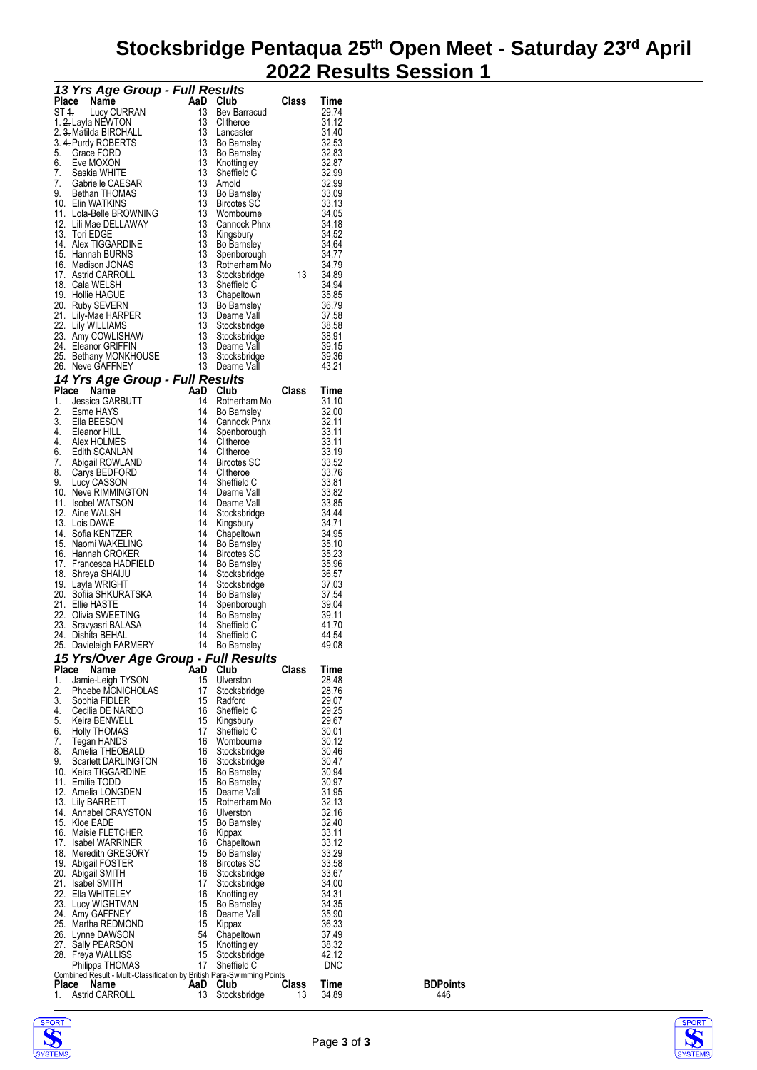# Stocksbridge Pentaqua 25th Open Meet - Saturday 23rd April 2022 Results Session 1

## *13 Yrs Age Group - Full Results*

| Place | Name | AaD | Club | Class | Time |
|---|---|---|---|---|---|
| ST 1. | Lucy CURRAN | 13 | Bev Barracud | | 29.74 |
| 1. 2. | Layla NEWTON | 13 | Clitheroe | | 31.12 |
| 2. 3. | Matilda BIRCHALL | 13 | Lancaster | | 31.40 |
| 3. 4. | Purdy ROBERTS | 13 | Bo Barnsley | | 32.53 |
| 5. | Grace FORD | 13 | Bo Barnsley | | 32.83 |
| 6. | Eve MOXON | 13 | Knottingley | | 32.87 |
| 7. | Saskia WHITE | 13 | Sheffield C | | 32.99 |
| 7. | Gabrielle CAESAR | 13 | Arnold | | 32.99 |
| 9. | Bethan THOMAS | 13 | Bo Barnsley | | 33.09 |
| 10. | Elin WATKINS | 13 | Bircotes SC | | 33.13 |
| 11. | Lola-Belle BROWNING | 13 | Wombourne | | 34.05 |
| 12. | Lili Mae DELLAWAY | 13 | Cannock Phnx | | 34.18 |
| 13. | Tori EDGE | 13 | Kingsbury | | 34.52 |
| 14. | Alex TIGGARDINE | 13 | Bo Barnsley | | 34.64 |
| 15. | Hannah BURNS | 13 | Spenborough | | 34.77 |
| 16. | Madison JONAS | 13 | Rotherham Mo | | 34.79 |
| 17. | Astrid CARROLL | 13 | Stocksbridge | 13 | 34.89 |
| 18. | Cala WELSH | 13 | Sheffield C | | 34.94 |
| 19. | Hollie HAGUE | 13 | Chapeltown | | 35.85 |
| 20. | Ruby SEVERN | 13 | Bo Barnsley | | 36.79 |
| 21. | Lily-Mae HARPER | 13 | Dearne Vall | | 37.58 |
| 22. | Lily WILLIAMS | 13 | Stocksbridge | | 38.58 |
| 23. | Amy COWLISHAW | 13 | Stocksbridge | | 38.91 |
| 24. | Eleanor GRIFFIN | 13 | Dearne Vall | | 39.15 |
| 25. | Bethany MONKHOUSE | 13 | Stocksbridge | | 39.36 |
| 26. | Neve GAFFNEY | 13 | Dearne Vall | | 43.21 |

## *14 Yrs Age Group - Full Results*

| Place | Name | AaD | Club | Class | Time |
|---|---|---|---|---|---|
| 1. | Jessica GARBUTT | 14 | Rotherham Mo | | 31.10 |
| 2. | Esme HAYS | 14 | Bo Barnsley | | 32.00 |
| 3. | Ella BEESON | 14 | Cannock Phnx | | 32.11 |
| 4. | Eleanor HILL | 14 | Spenborough | | 33.11 |
| 4. | Alex HOLMES | 14 | Clitheroe | | 33.11 |
| 6. | Edith SCANLAN | 14 | Clitheroe | | 33.19 |
| 7. | Abigail ROWLAND | 14 | Bircotes SC | | 33.52 |
| 8. | Carys BEDFORD | 14 | Clitheroe | | 33.76 |
| 9. | Lucy CASSON | 14 | Sheffield C | | 33.81 |
| 10. | Neve RIMMINGTON | 14 | Dearne Vall | | 33.82 |
| 11. | Isobel WATSON | 14 | Dearne Vall | | 33.85 |
| 12. | Aine WALSH | 14 | Stocksbridge | | 34.44 |
| 13. | Lois DAWE | 14 | Kingsbury | | 34.71 |
| 14. | Sofia KENTZER | 14 | Chapeltown | | 34.95 |
| 15. | Naomi WAKELING | 14 | Bo Barnsley | | 35.10 |
| 16. | Hannah CROKER | 14 | Bircotes SC | | 35.23 |
| 17. | Francesca HADFIELD | 14 | Bo Barnsley | | 35.96 |
| 18. | Shreya SHAIJU | 14 | Stocksbridge | | 36.57 |
| 19. | Layla WRIGHT | 14 | Stocksbridge | | 37.03 |
| 20. | Sofiia SHKURATSKA | 14 | Bo Barnsley | | 37.54 |
| 21. | Ellie HASTE | 14 | Spenborough | | 39.04 |
| 22. | Olivia SWEETING | 14 | Bo Barnsley | | 39.11 |
| 23. | Sravyasri BALASA | 14 | Sheffield C | | 41.70 |
| 24. | Dishita BEHAL | 14 | Sheffield C | | 44.54 |
| 25. | Davieleigh FARMERY | 14 | Bo Barnsley | | 49.08 |

## *15 Yrs/Over Age Group - Full Results*

| Place | Name | AaD | Club | Class | Time |
|---|---|---|---|---|---|
| 1. | Jamie-Leigh TYSON | 15 | Ulverston | | 28.48 |
| 2. | Phoebe MCNICHOLAS | 17 | Stocksbridge | | 28.76 |
| 3. | Sophia FIDLER | 15 | Radford | | 29.07 |
| 4. | Cecilia DE NARDO | 16 | Sheffield C | | 29.25 |
| 5. | Keira BENWELL | 15 | Kingsbury | | 29.67 |
| 6. | Holly THOMAS | 17 | Sheffield C | | 30.01 |
| 7. | Tegan HANDS | 16 | Wombourne | | 30.12 |
| 8. | Amelia THEOBALD | 16 | Stocksbridge | | 30.46 |
| 9. | Scarlett DARLINGTON | 16 | Stocksbridge | | 30.47 |
| 10. | Keira TIGGARDINE | 15 | Bo Barnsley | | 30.94 |
| 11. | Emilie TODD | 15 | Bo Barnsley | | 30.97 |
| 12. | Amelia LONGDEN | 15 | Dearne Vall | | 31.95 |
| 13. | Lily BARRETT | 15 | Rotherham Mo | | 32.13 |
| 14. | Annabel CRAYSTON | 16 | Ulverston | | 32.16 |
| 15. | Kloe EADE | 15 | Bo Barnsley | | 32.40 |
| 16. | Maisie FLETCHER | 16 | Kippax | | 33.11 |
| 17. | Isabel WARRINER | 16 | Chapeltown | | 33.12 |
| 18. | Meredith GREGORY | 15 | Bo Barnsley | | 33.29 |
| 19. | Abigail FOSTER | 18 | Bircotes SC | | 33.58 |
| 20. | Abigail SMITH | 16 | Stocksbridge | | 33.67 |
| 21. | Isabel SMITH | 17 | Stocksbridge | | 34.00 |
| 22. | Ella WHITELEY | 16 | Knottingley | | 34.31 |
| 23. | Lucy WIGHTMAN | 15 | Bo Barnsley | | 34.35 |
| 24. | Amy GAFFNEY | 16 | Dearne Vall | | 35.90 |
| 25. | Martha REDMOND | 15 | Kippax | | 36.33 |
| 26. | Lynne DAWSON | 54 | Chapeltown | | 37.49 |
| 27. | Sally PEARSON | 15 | Knottingley | | 38.32 |
| 28. | Freya WALLISS | 15 | Stocksbridge | | 42.12 |
| | Philippa THOMAS | 17 | Sheffield C | | DNC |

Combined Result - Multi-Classification by British Para-Swimming Points

| Place | Name | AaD | Club | Class | Time | BDPoints |
|---|---|---|---|---|---|---|
| 1. | Astrid CARROLL | 13 | Stocksbridge | 13 | 34.89 | 446 |